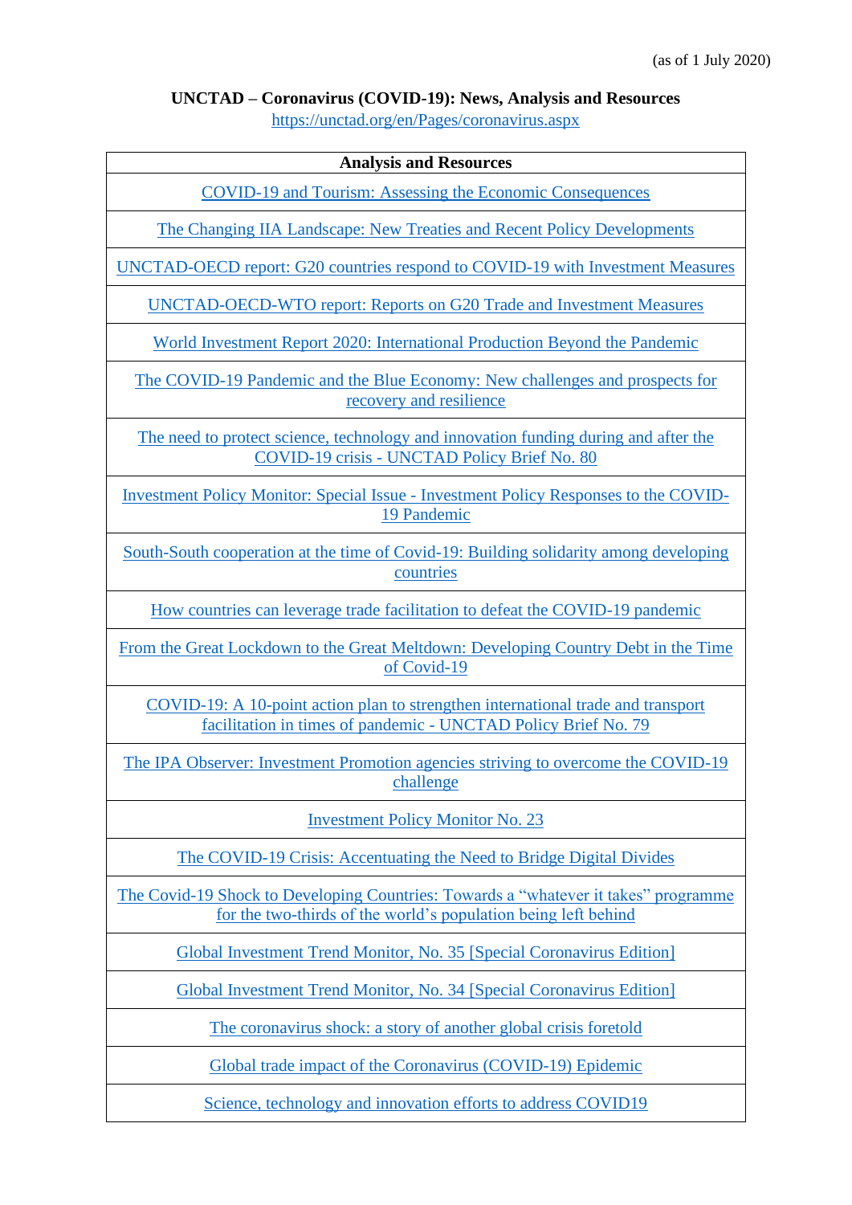(as of 1 July 2020)

**UNCTAD – Coronavirus (COVID-19): News, Analysis and Resources**

https://unctad.org/en/Pages/coronavirus.aspx

| Analysis and Resources |
|---|
| COVID-19 and Tourism: Assessing the Economic Consequences |
| The Changing IIA Landscape: New Treaties and Recent Policy Developments |
| UNCTAD-OECD report: G20 countries respond to COVID-19 with Investment Measures |
| UNCTAD-OECD-WTO report: Reports on G20 Trade and Investment Measures |
| World Investment Report 2020: International Production Beyond the Pandemic |
| The COVID-19 Pandemic and the Blue Economy: New challenges and prospects for recovery and resilience |
| The need to protect science, technology and innovation funding during and after the COVID-19 crisis - UNCTAD Policy Brief No. 80 |
| Investment Policy Monitor: Special Issue - Investment Policy Responses to the COVID-19 Pandemic |
| South-South cooperation at the time of Covid-19: Building solidarity among developing countries |
| How countries can leverage trade facilitation to defeat the COVID-19 pandemic |
| From the Great Lockdown to the Great Meltdown: Developing Country Debt in the Time of Covid-19 |
| COVID-19: A 10-point action plan to strengthen international trade and transport facilitation in times of pandemic - UNCTAD Policy Brief No. 79 |
| The IPA Observer: Investment Promotion agencies striving to overcome the COVID-19 challenge |
| Investment Policy Monitor No. 23 |
| The COVID-19 Crisis: Accentuating the Need to Bridge Digital Divides |
| The Covid-19 Shock to Developing Countries: Towards a "whatever it takes" programme for the two-thirds of the world's population being left behind |
| Global Investment Trend Monitor, No. 35 [Special Coronavirus Edition] |
| Global Investment Trend Monitor, No. 34 [Special Coronavirus Edition] |
| The coronavirus shock: a story of another global crisis foretold |
| Global trade impact of the Coronavirus (COVID-19) Epidemic |
| Science, technology and innovation efforts to address COVID19 |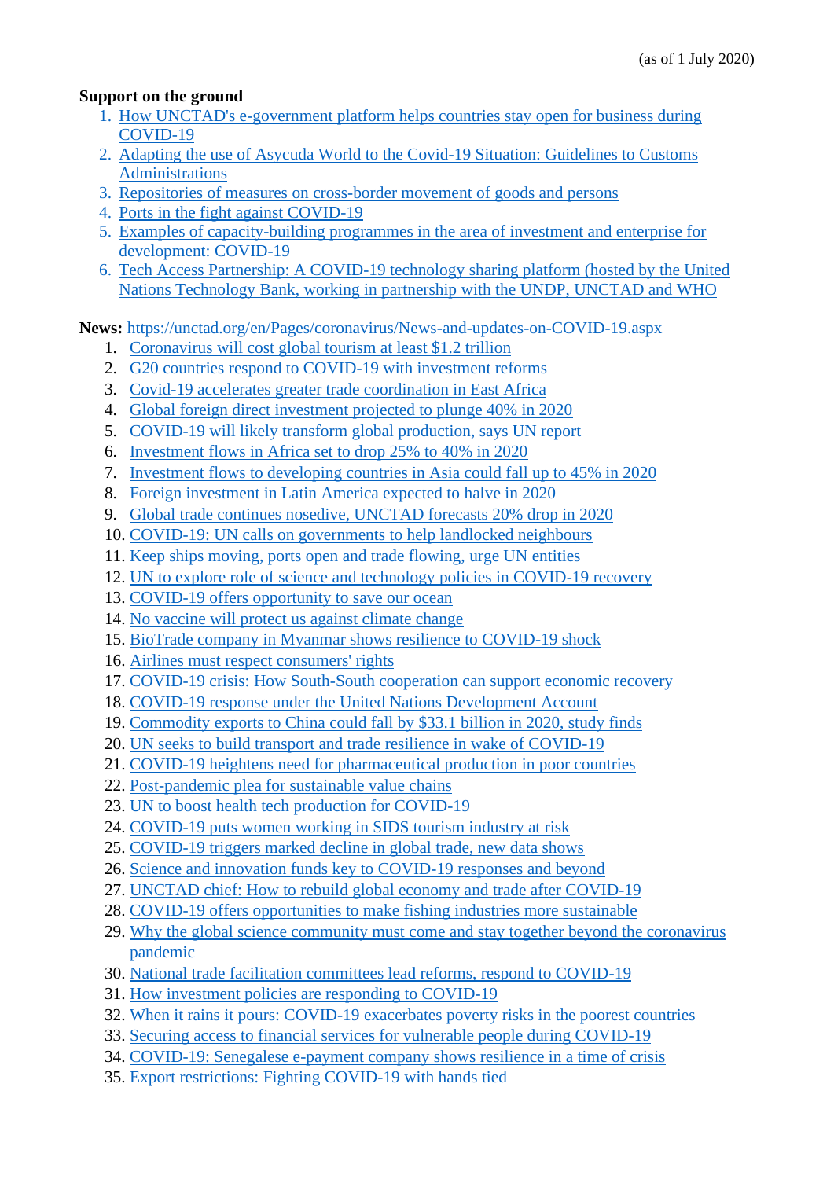(as of 1 July 2020)

**Support on the ground**

1. How UNCTAD's e-government platform helps countries stay open for business during COVID-19
2. Adapting the use of Asycuda World to the Covid-19 Situation: Guidelines to Customs Administrations
3. Repositories of measures on cross-border movement of goods and persons
4. Ports in the fight against COVID-19
5. Examples of capacity-building programmes in the area of investment and enterprise for development: COVID-19
6. Tech Access Partnership: A COVID-19 technology sharing platform (hosted by the United Nations Technology Bank, working in partnership with the UNDP, UNCTAD and WHO

**News:** https://unctad.org/en/Pages/coronavirus/News-and-updates-on-COVID-19.aspx

1. Coronavirus will cost global tourism at least $1.2 trillion
2. G20 countries respond to COVID-19 with investment reforms
3. Covid-19 accelerates greater trade coordination in East Africa
4. Global foreign direct investment projected to plunge 40% in 2020
5. COVID-19 will likely transform global production, says UN report
6. Investment flows in Africa set to drop 25% to 40% in 2020
7. Investment flows to developing countries in Asia could fall up to 45% in 2020
8. Foreign investment in Latin America expected to halve in 2020
9. Global trade continues nosedive, UNCTAD forecasts 20% drop in 2020
10. COVID-19: UN calls on governments to help landlocked neighbours
11. Keep ships moving, ports open and trade flowing, urge UN entities
12. UN to explore role of science and technology policies in COVID-19 recovery
13. COVID-19 offers opportunity to save our ocean
14. No vaccine will protect us against climate change
15. BioTrade company in Myanmar shows resilience to COVID-19 shock
16. Airlines must respect consumers' rights
17. COVID-19 crisis: How South-South cooperation can support economic recovery
18. COVID-19 response under the United Nations Development Account
19. Commodity exports to China could fall by $33.1 billion in 2020, study finds
20. UN seeks to build transport and trade resilience in wake of COVID-19
21. COVID-19 heightens need for pharmaceutical production in poor countries
22. Post-pandemic plea for sustainable value chains
23. UN to boost health tech production for COVID-19
24. COVID-19 puts women working in SIDS tourism industry at risk
25. COVID-19 triggers marked decline in global trade, new data shows
26. Science and innovation funds key to COVID-19 responses and beyond
27. UNCTAD chief: How to rebuild global economy and trade after COVID-19
28. COVID-19 offers opportunities to make fishing industries more sustainable
29. Why the global science community must come and stay together beyond the coronavirus pandemic
30. National trade facilitation committees lead reforms, respond to COVID-19
31. How investment policies are responding to COVID-19
32. When it rains it pours: COVID-19 exacerbates poverty risks in the poorest countries
33. Securing access to financial services for vulnerable people during COVID-19
34. COVID-19: Senegalese e-payment company shows resilience in a time of crisis
35. Export restrictions: Fighting COVID-19 with hands tied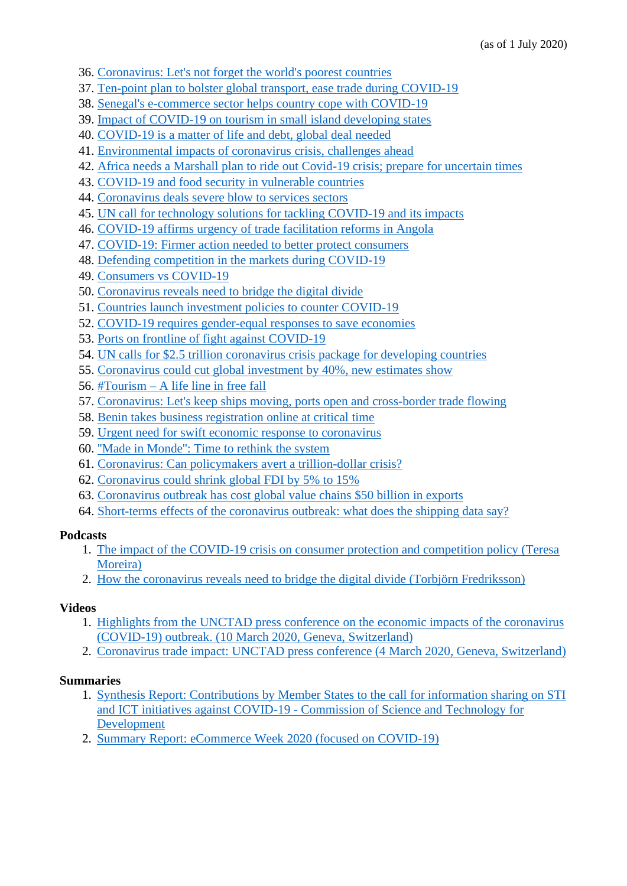36. Coronavirus: Let's not forget the world's poorest countries
37. Ten-point plan to bolster global transport, ease trade during COVID-19
38. Senegal's e-commerce sector helps country cope with COVID-19
39. Impact of COVID-19 on tourism in small island developing states
40. COVID-19 is a matter of life and debt, global deal needed
41. Environmental impacts of coronavirus crisis, challenges ahead
42. Africa needs a Marshall plan to ride out Covid-19 crisis; prepare for uncertain times
43. COVID-19 and food security in vulnerable countries
44. Coronavirus deals severe blow to services sectors
45. UN call for technology solutions for tackling COVID-19 and its impacts
46. COVID-19 affirms urgency of trade facilitation reforms in Angola
47. COVID-19: Firmer action needed to better protect consumers
48. Defending competition in the markets during COVID-19
49. Consumers vs COVID-19
50. Coronavirus reveals need to bridge the digital divide
51. Countries launch investment policies to counter COVID-19
52. COVID-19 requires gender-equal responses to save economies
53. Ports on frontline of fight against COVID-19
54. UN calls for $2.5 trillion coronavirus crisis package for developing countries
55. Coronavirus could cut global investment by 40%, new estimates show
56. #Tourism – A life line in free fall
57. Coronavirus: Let's keep ships moving, ports open and cross-border trade flowing
58. Benin takes business registration online at critical time
59. Urgent need for swift economic response to coronavirus
60. "Made in Monde": Time to rethink the system
61. Coronavirus: Can policymakers avert a trillion-dollar crisis?
62. Coronavirus could shrink global FDI by 5% to 15%
63. Coronavirus outbreak has cost global value chains $50 billion in exports
64. Short-terms effects of the coronavirus outbreak: what does the shipping data say?

**Podcasts**

1. The impact of the COVID-19 crisis on consumer protection and competition policy (Teresa Moreira)
2. How the coronavirus reveals need to bridge the digital divide (Torbjörn Fredriksson)

**Videos**

1. Highlights from the UNCTAD press conference on the economic impacts of the coronavirus (COVID-19) outbreak. (10 March 2020, Geneva, Switzerland)
2. Coronavirus trade impact: UNCTAD press conference (4 March 2020, Geneva, Switzerland)

**Summaries**

1. Synthesis Report: Contributions by Member States to the call for information sharing on STI and ICT initiatives against COVID-19 - Commission of Science and Technology for Development
2. Summary Report: eCommerce Week 2020 (focused on COVID-19)